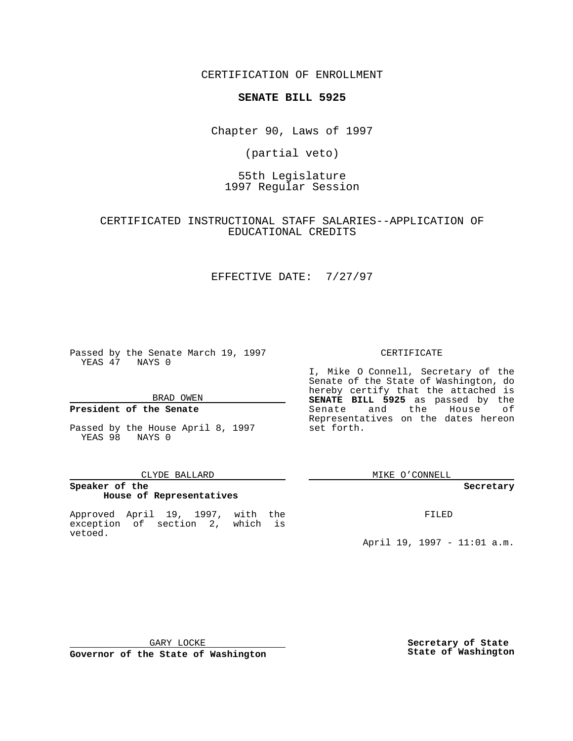CERTIFICATION OF ENROLLMENT

**SENATE BILL 5925**

Chapter 90, Laws of 1997

(partial veto)

55th Legislature
1997 Regular Session

CERTIFICATED INSTRUCTIONAL STAFF SALARIES--APPLICATION OF EDUCATIONAL CREDITS

EFFECTIVE DATE: 7/27/97

Passed by the Senate March 19, 1997
YEAS 47 NAYS 0

BRAD OWEN

**President of the Senate**

Passed by the House April 8, 1997
YEAS 98 NAYS 0

CLYDE BALLARD

**Speaker of the House of Representatives**

Approved April 19, 1997, with the exception of section 2, which is vetoed.

GARY LOCKE

**Governor of the State of Washington**

CERTIFICATE

I, Mike O Connell, Secretary of the Senate of the State of Washington, do hereby certify that the attached is **SENATE BILL 5925** as passed by the Senate and the House of Representatives on the dates hereon set forth.

MIKE O'CONNELL

**Secretary**

FILED

April 19, 1997 - 11:01 a.m.

**Secretary of State State of Washington**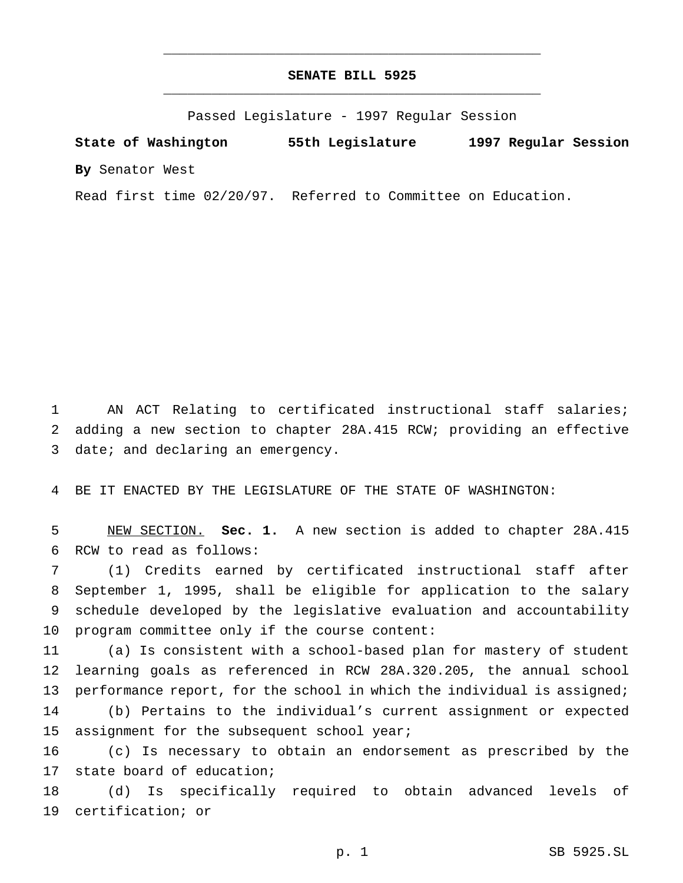# SENATE BILL 5925

Passed Legislature - 1997 Regular Session

**State of Washington 55th Legislature 1997 Regular Session**

**By** Senator West

Read first time 02/20/97. Referred to Committee on Education.

AN ACT Relating to certificated instructional staff salaries; adding a new section to chapter 28A.415 RCW; providing an effective date; and declaring an emergency.

BE IT ENACTED BY THE LEGISLATURE OF THE STATE OF WASHINGTON:

NEW SECTION. **Sec. 1.** A new section is added to chapter 28A.415 RCW to read as follows:

(1) Credits earned by certificated instructional staff after September 1, 1995, shall be eligible for application to the salary schedule developed by the legislative evaluation and accountability program committee only if the course content:

(a) Is consistent with a school-based plan for mastery of student learning goals as referenced in RCW 28A.320.205, the annual school performance report, for the school in which the individual is assigned;

(b) Pertains to the individual's current assignment or expected assignment for the subsequent school year;

(c) Is necessary to obtain an endorsement as prescribed by the state board of education;

(d) Is specifically required to obtain advanced levels of certification; or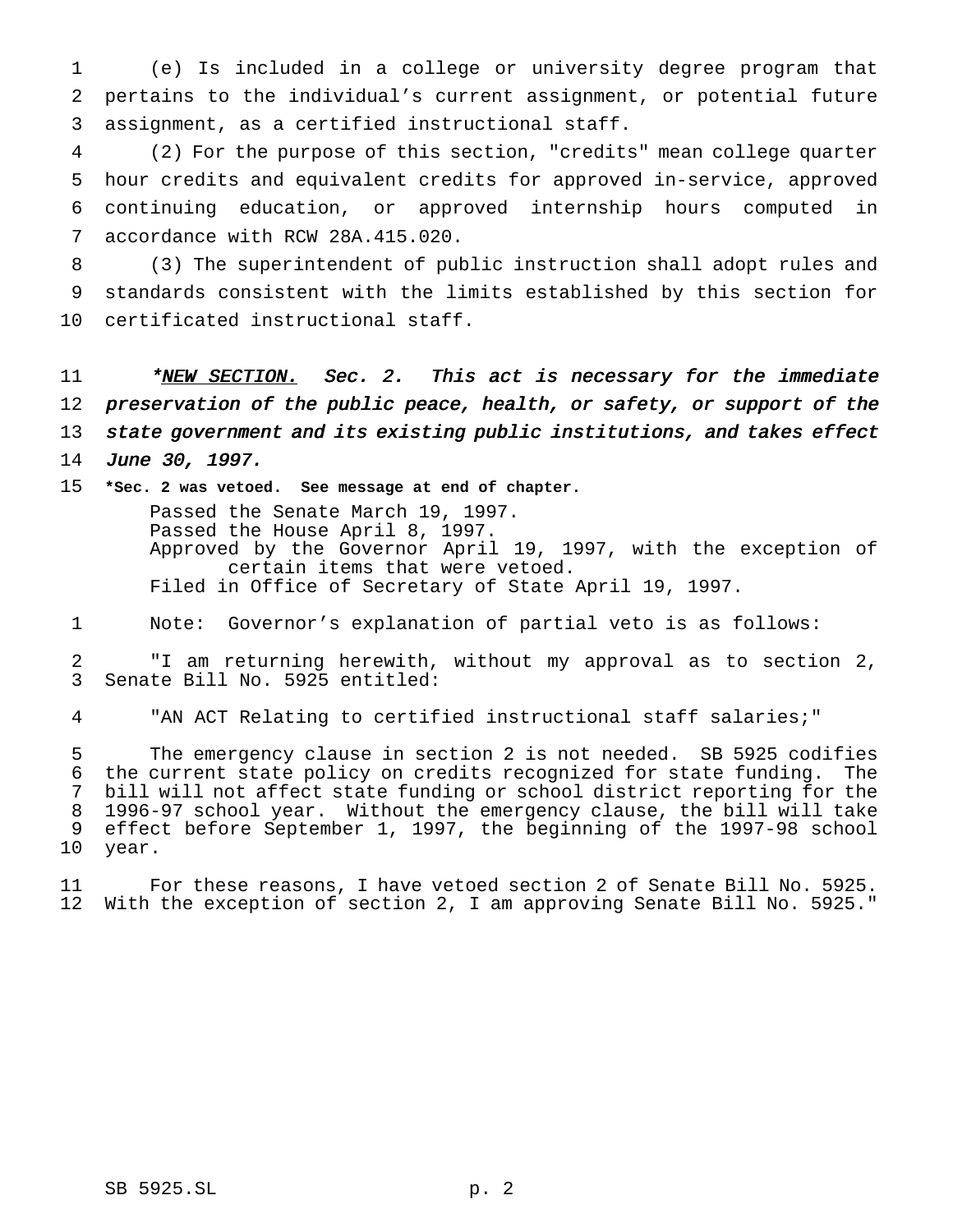(e) Is included in a college or university degree program that pertains to the individual's current assignment, or potential future assignment, as a certified instructional staff.

(2) For the purpose of this section, "credits" mean college quarter hour credits and equivalent credits for approved in-service, approved continuing education, or approved internship hours computed in accordance with RCW 28A.415.020.

(3) The superintendent of public instruction shall adopt rules and standards consistent with the limits established by this section for certificated instructional staff.

****NEW SECTION.*** ***Sec. 2. This act is necessary for the immediate preservation of the public peace, health, or safety, or support of the state government and its existing public institutions, and takes effect June 30, 1997.***

***\*Sec. 2 was vetoed. See message at end of chapter.***

Passed the Senate March 19, 1997.
Passed the House April 8, 1997.
Approved by the Governor April 19, 1997, with the exception of certain items that were vetoed.
Filed in Office of Secretary of State April 19, 1997.

Note: Governor's explanation of partial veto is as follows:

"I am returning herewith, without my approval as to section 2, Senate Bill No. 5925 entitled:

"AN ACT Relating to certified instructional staff salaries;"

The emergency clause in section 2 is not needed. SB 5925 codifies the current state policy on credits recognized for state funding. The bill will not affect state funding or school district reporting for the 1996-97 school year. Without the emergency clause, the bill will take effect before September 1, 1997, the beginning of the 1997-98 school year.

For these reasons, I have vetoed section 2 of Senate Bill No. 5925. With the exception of section 2, I am approving Senate Bill No. 5925."